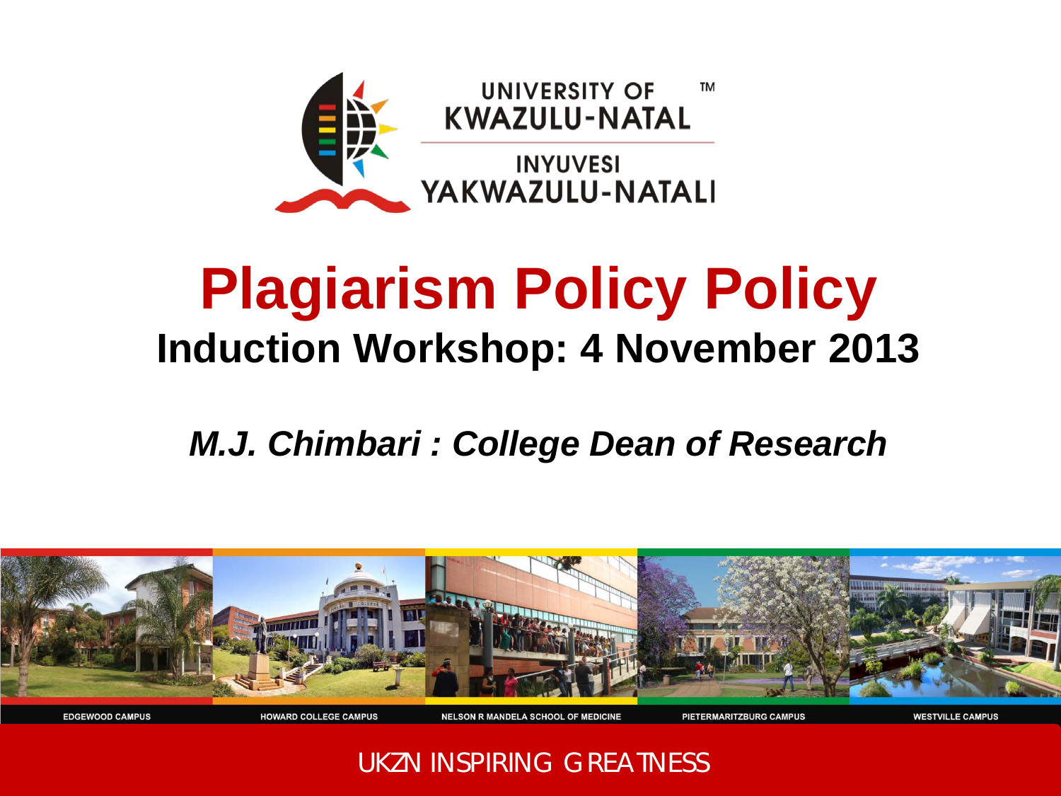UNIVERSITY OF KWAZULU-NATAL

INYUVESI YAKWAZULU-NATALI

# Plagiarism Policy Policy

## Induction Workshop: 4 November 2013

***M.J. Chimbari : College Dean of Research***

EDGEWOOD CAMPUS | HOWARD COLLEGE CAMPUS | NELSON R MANDELA SCHOOL OF MEDICINE | PIETERMARITZBURG CAMPUS | WESTVILLE CAMPUS

UKZN INSPIRING GREATNESS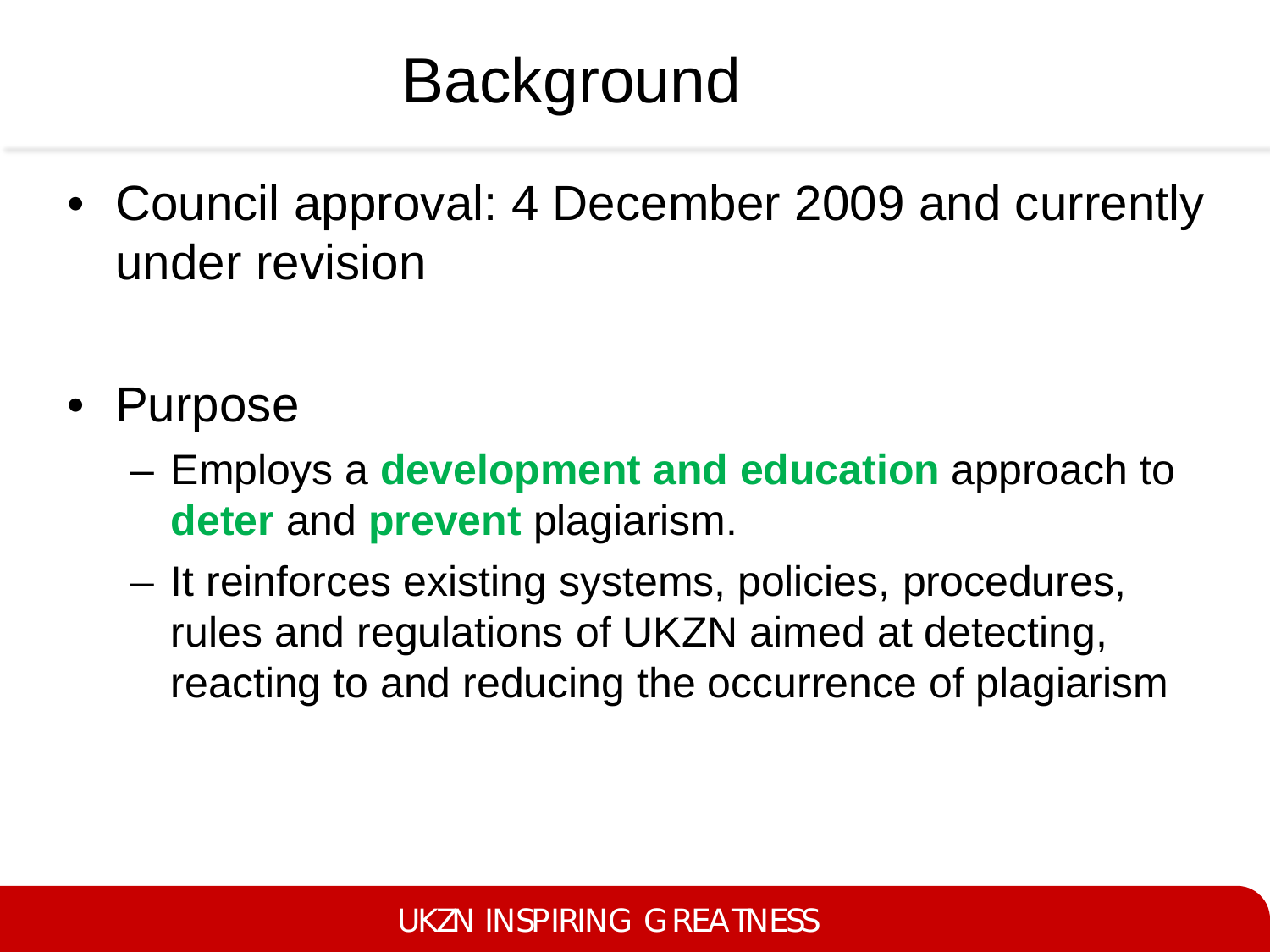# Background

- Council approval: 4 December 2009 and currently under revision

- Purpose
  - Employs a **development and education** approach to **deter** and **prevent** plagiarism.
  - It reinforces existing systems, policies, procedures, rules and regulations of UKZN aimed at detecting, reacting to and reducing the occurrence of plagiarism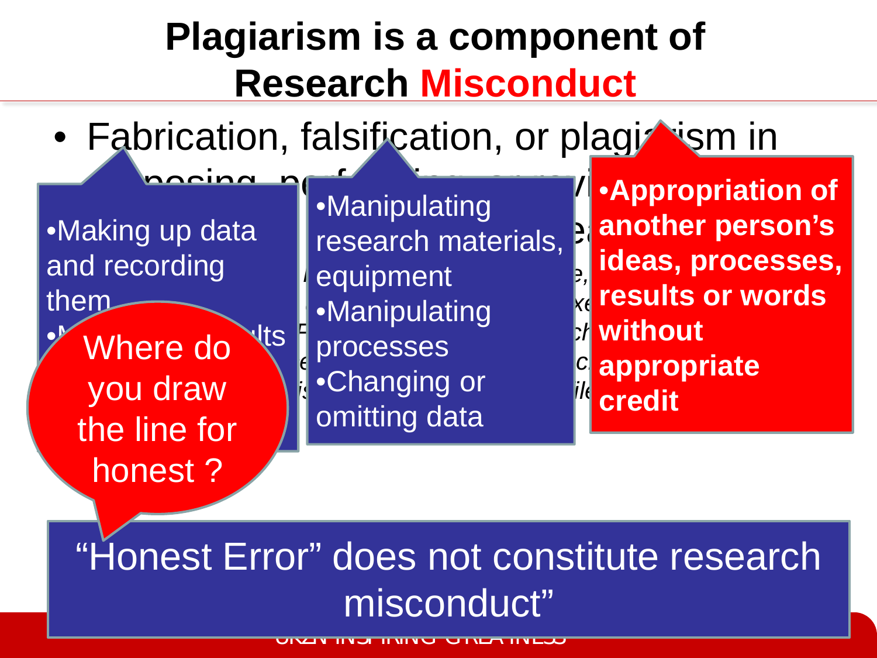# Plagiarism is a component of Research Misconduct

- Fabrication, falsification, or plagiarism in proposing, performing, or reviewing research

•Making up data and recording them

•Manipulating research materials, equipment
•Manipulating processes
•Changing or omitting data

**•Appropriation of another person's ideas, processes, results or words without appropriate credit**

Where do you draw the line for honest ?

"Honest Error" does not constitute research misconduct"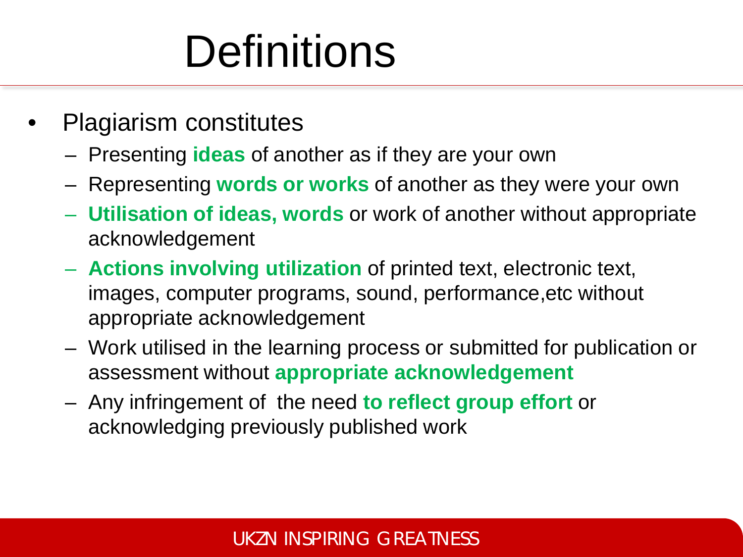# Definitions

- Plagiarism constitutes
  - Presenting **ideas** of another as if they are your own
  - Representing **words or works** of another as they were your own
  - **Utilisation of ideas, words** or work of another without appropriate acknowledgement
  - **Actions involving utilization** of printed text, electronic text, images, computer programs, sound, performance,etc without appropriate acknowledgement
  - Work utilised in the learning process or submitted for publication or assessment without **appropriate acknowledgement**
  - Any infringement of the need **to reflect group effort** or acknowledging previously published work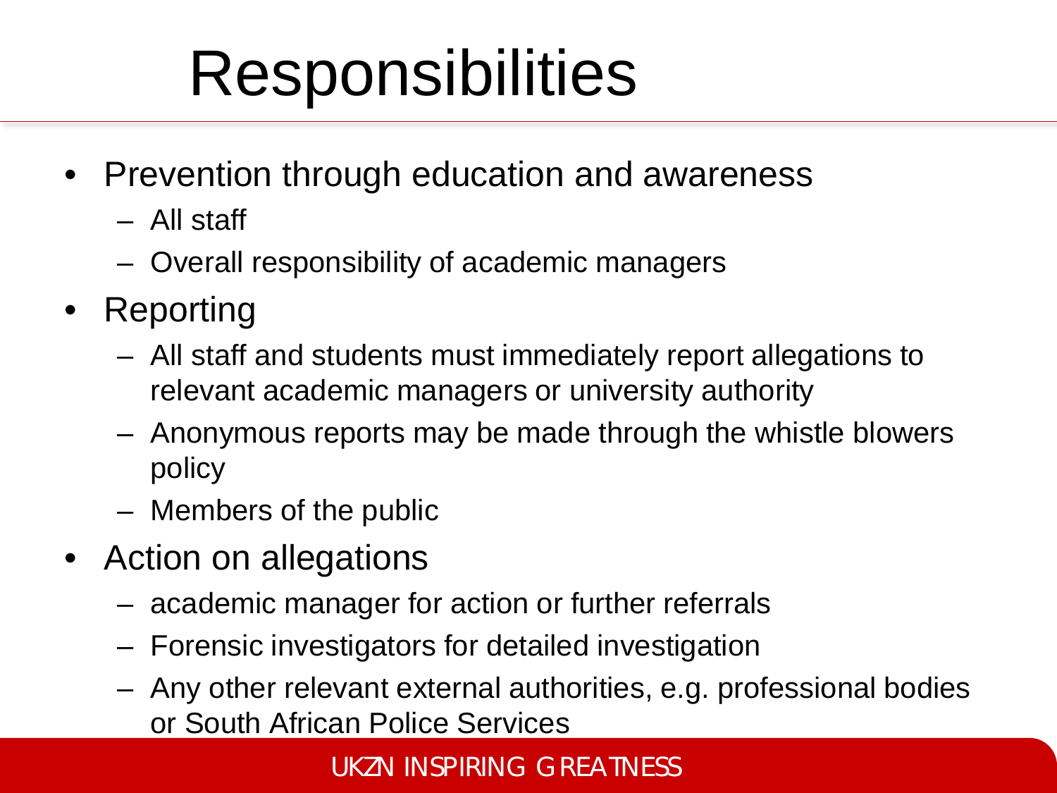# Responsibilities

- Prevention through education and awareness
  - All staff
  - Overall responsibility of academic managers
- Reporting
  - All staff and students must immediately report allegations to relevant academic managers or university authority
  - Anonymous reports may be made through the whistle blowers policy
  - Members of the public
- Action on allegations
  - academic manager for action or further referrals
  - Forensic investigators for detailed investigation
  - Any other relevant external authorities, e.g. professional bodies or South African Police Services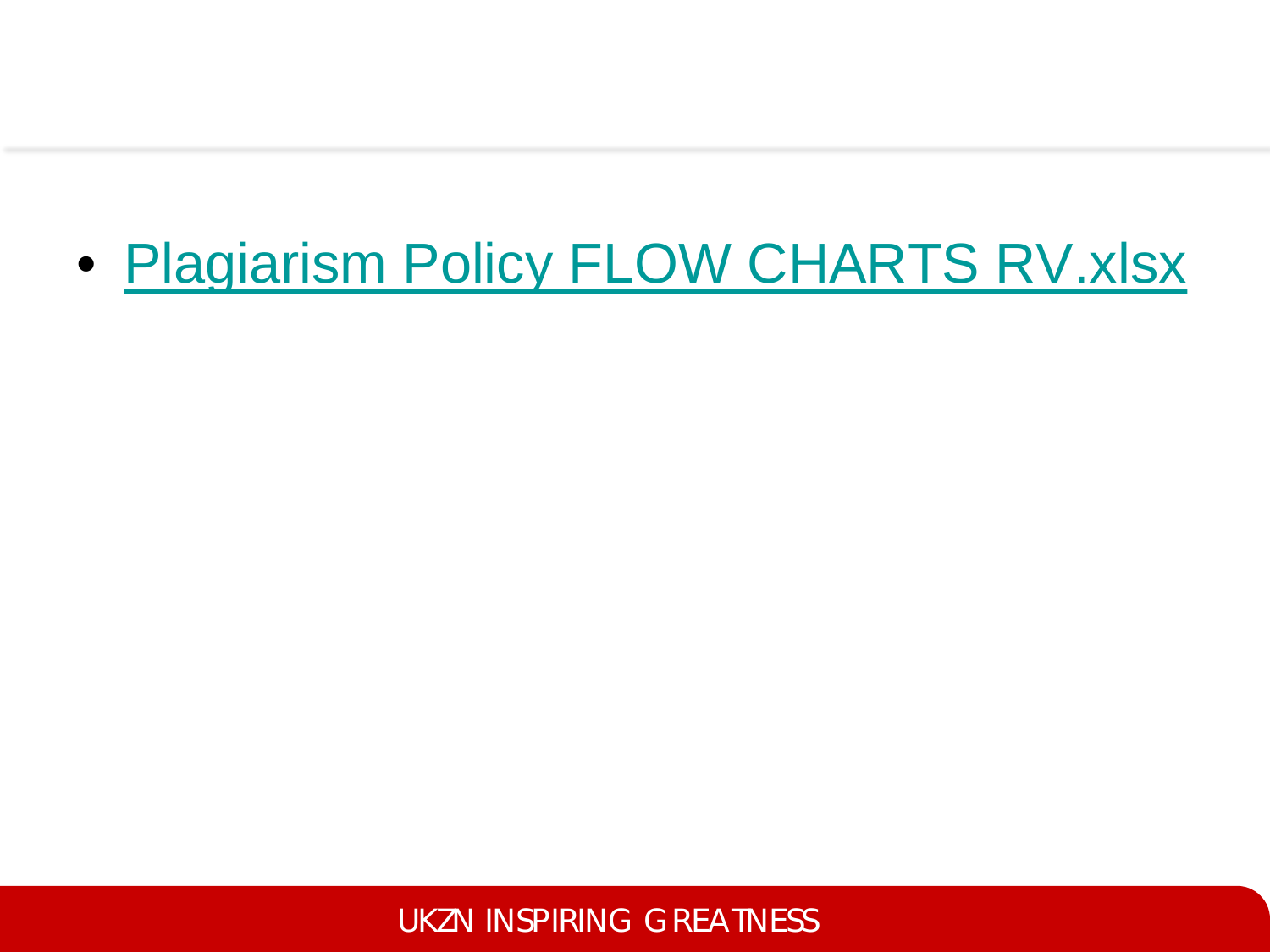- Plagiarism Policy FLOW CHARTS RV.xlsx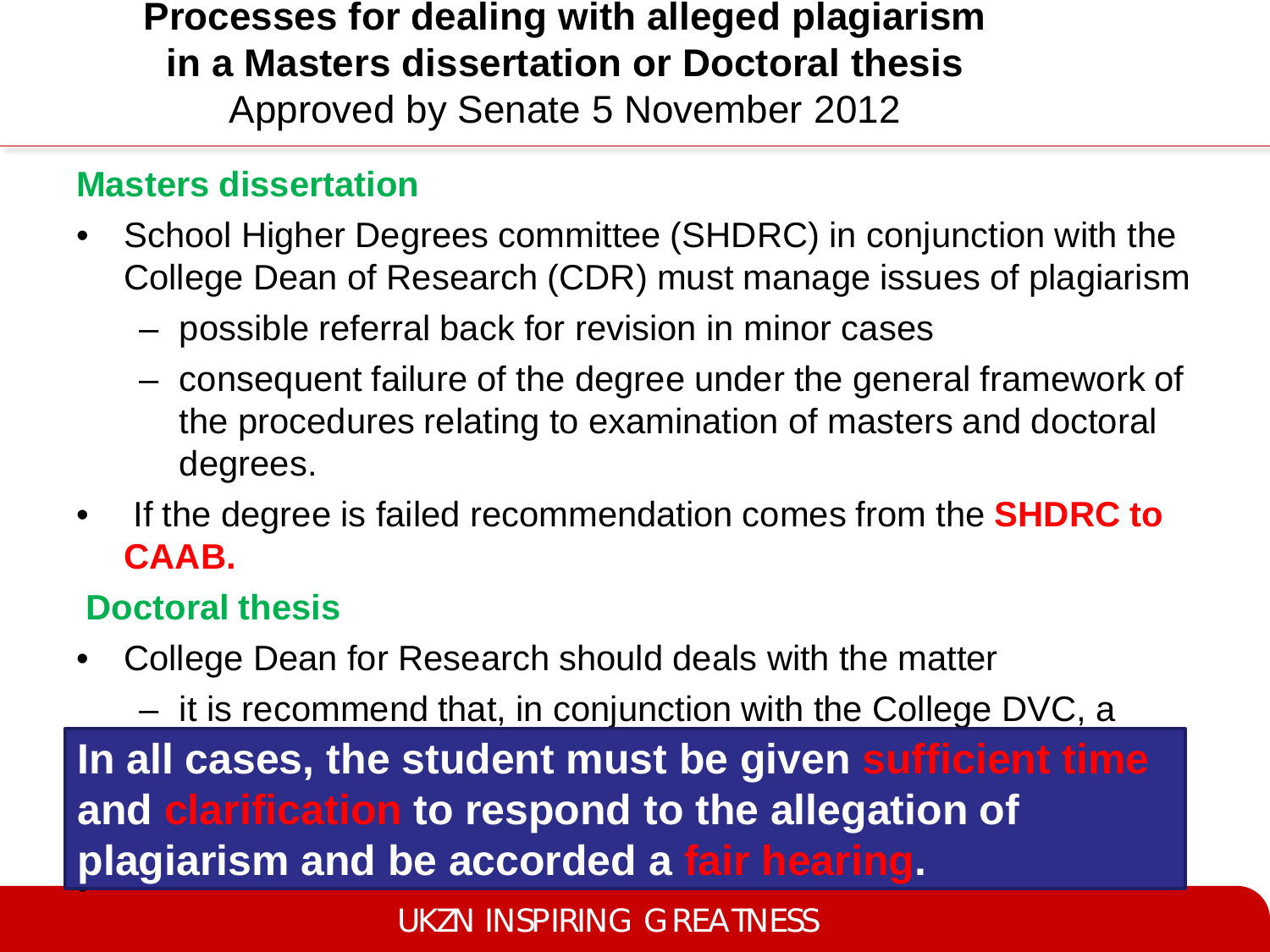# Processes for dealing with alleged plagiarism in a Masters dissertation or Doctoral thesis

Approved by Senate 5 November 2012

## Masters dissertation

- School Higher Degrees committee (SHDRC) in conjunction with the College Dean of Research (CDR) must manage issues of plagiarism
  - possible referral back for revision in minor cases
  - consequent failure of the degree under the general framework of the procedures relating to examination of masters and doctoral degrees.
- If the degree is failed recommendation comes from the **SHDRC to CAAB.**

## Doctoral thesis

- College Dean for Research should deals with the matter
  - it is recommend that, in conjunction with the College DVC, a

**In all cases, the student must be given sufficient time and clarification to respond to the allegation of plagiarism and be accorded a fair hearing.**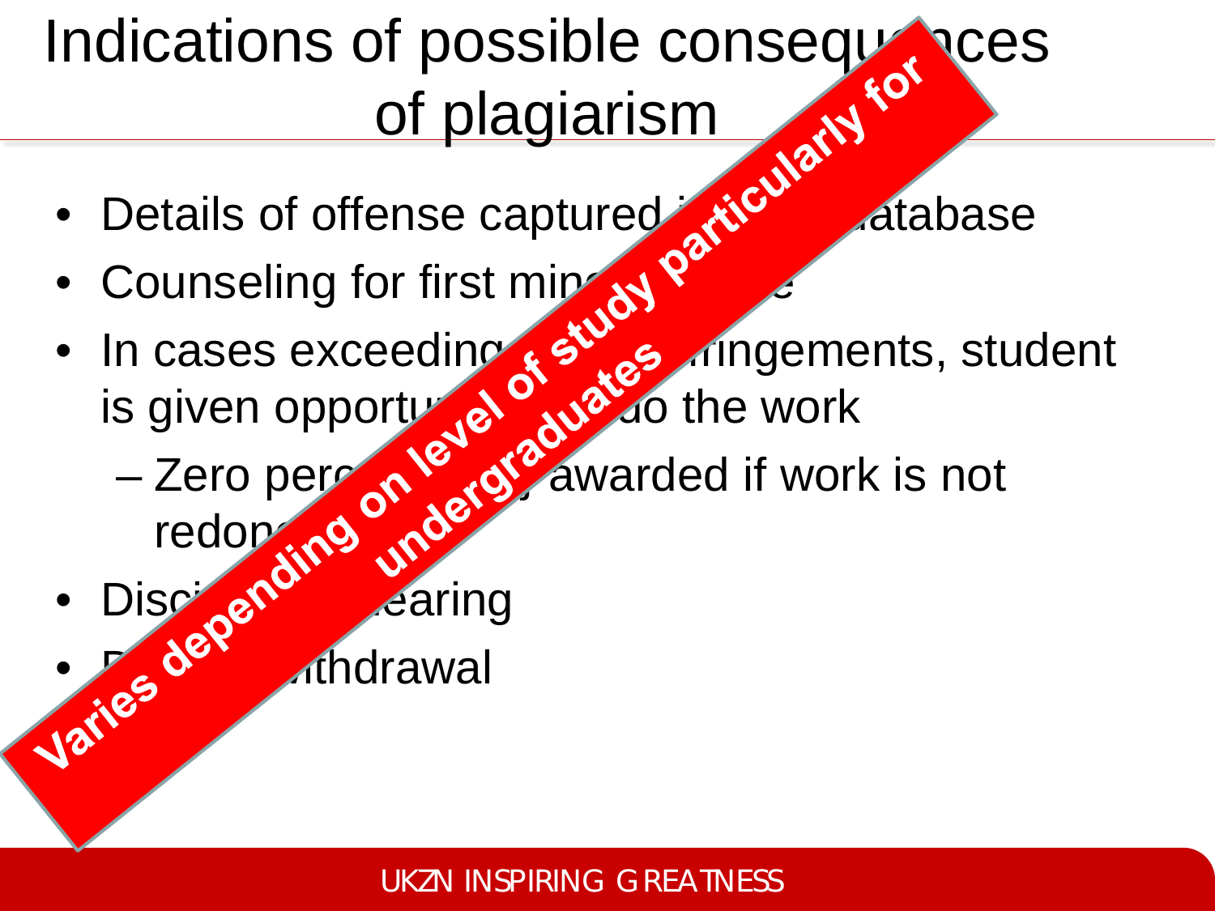# Indications of possible consequences of plagiarism

- Details of offense captured i... database
- Counseling for first min...
- In cases exceeding ... infringements, student is given opportu... do the work
  - Zero perc... awarded if work is not redon...
- Disci... hearing
- ... withdrawal

**Varies depending on level of study particularly for undergraduates**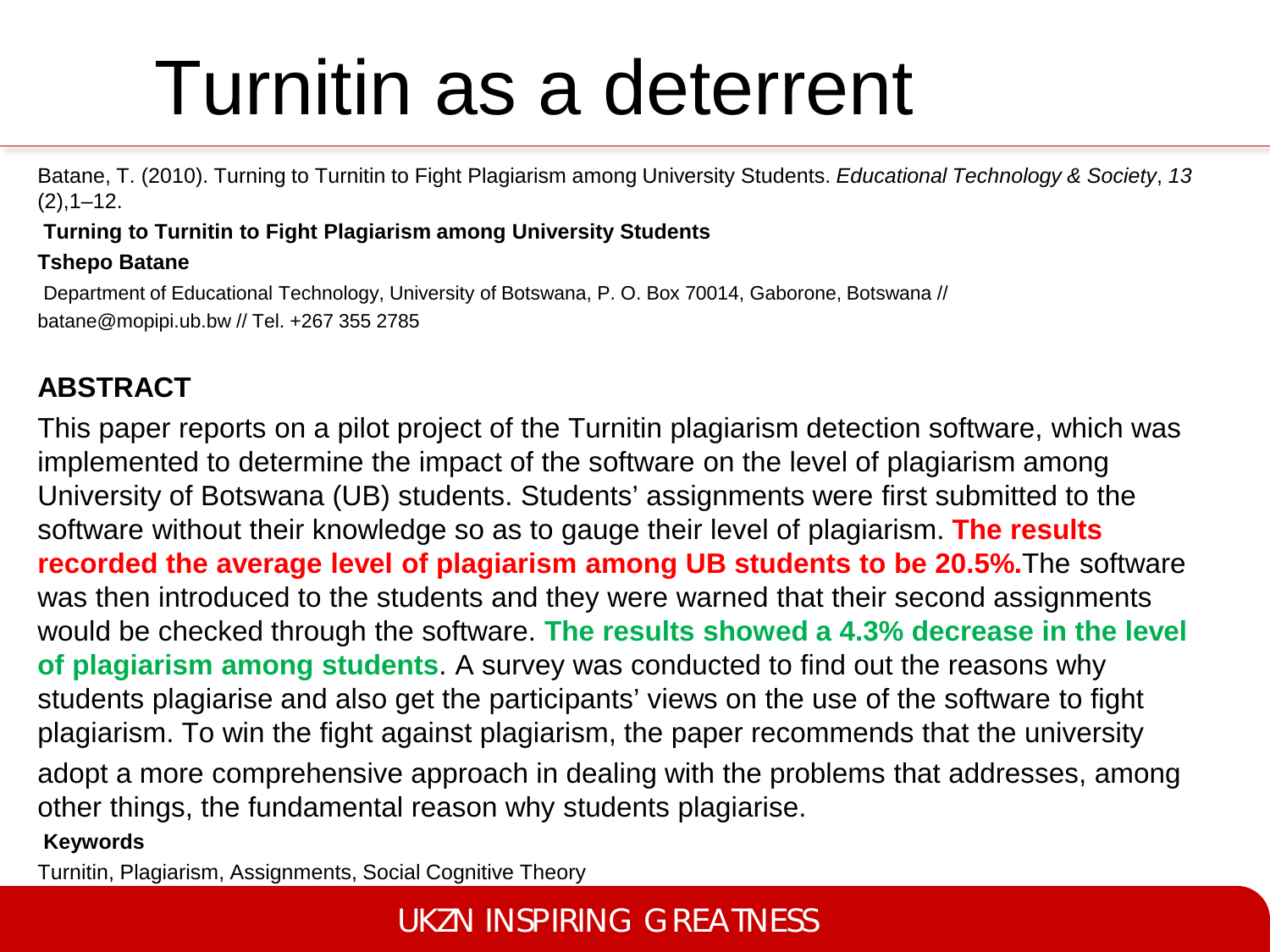# Turnitin as a deterrent

Batane, T. (2010). Turning to Turnitin to Fight Plagiarism among University Students. *Educational Technology & Society*, *13* (2),1–12.

**Turning to Turnitin to Fight Plagiarism among University Students**

**Tshepo Batane**

Department of Educational Technology, University of Botswana, P. O. Box 70014, Gaborone, Botswana // batane@mopipi.ub.bw // Tel. +267 355 2785

**ABSTRACT**

This paper reports on a pilot project of the Turnitin plagiarism detection software, which was implemented to determine the impact of the software on the level of plagiarism among University of Botswana (UB) students. Students' assignments were first submitted to the software without their knowledge so as to gauge their level of plagiarism. **The results recorded the average level of plagiarism among UB students to be 20.5%.** The software was then introduced to the students and they were warned that their second assignments would be checked through the software. **The results showed a 4.3% decrease in the level of plagiarism among students**. A survey was conducted to find out the reasons why students plagiarise and also get the participants' views on the use of the software to fight plagiarism. To win the fight against plagiarism, the paper recommends that the university adopt a more comprehensive approach in dealing with the problems that addresses, among other things, the fundamental reason why students plagiarise.

**Keywords**

Turnitin, Plagiarism, Assignments, Social Cognitive Theory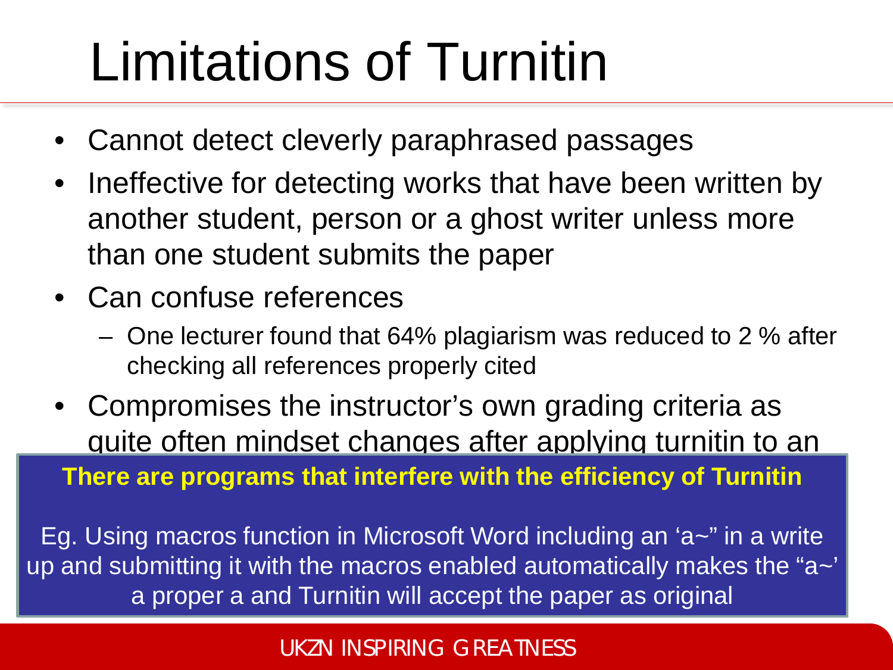# Limitations of Turnitin

- Cannot detect cleverly paraphrased passages
- Ineffective for detecting works that have been written by another student, person or a ghost writer unless more than one student submits the paper
- Can confuse references
  - One lecturer found that 64% plagiarism was reduced to 2 % after checking all references properly cited
- Compromises the instructor's own grading criteria as quite often mindset changes after applying turnitin to an

**There are programs that interfere with the efficiency of Turnitin**

Eg. Using macros function in Microsoft Word including an 'a~" in a write up and submitting it with the macros enabled automatically makes the "a~' a proper a and Turnitin will accept the paper as original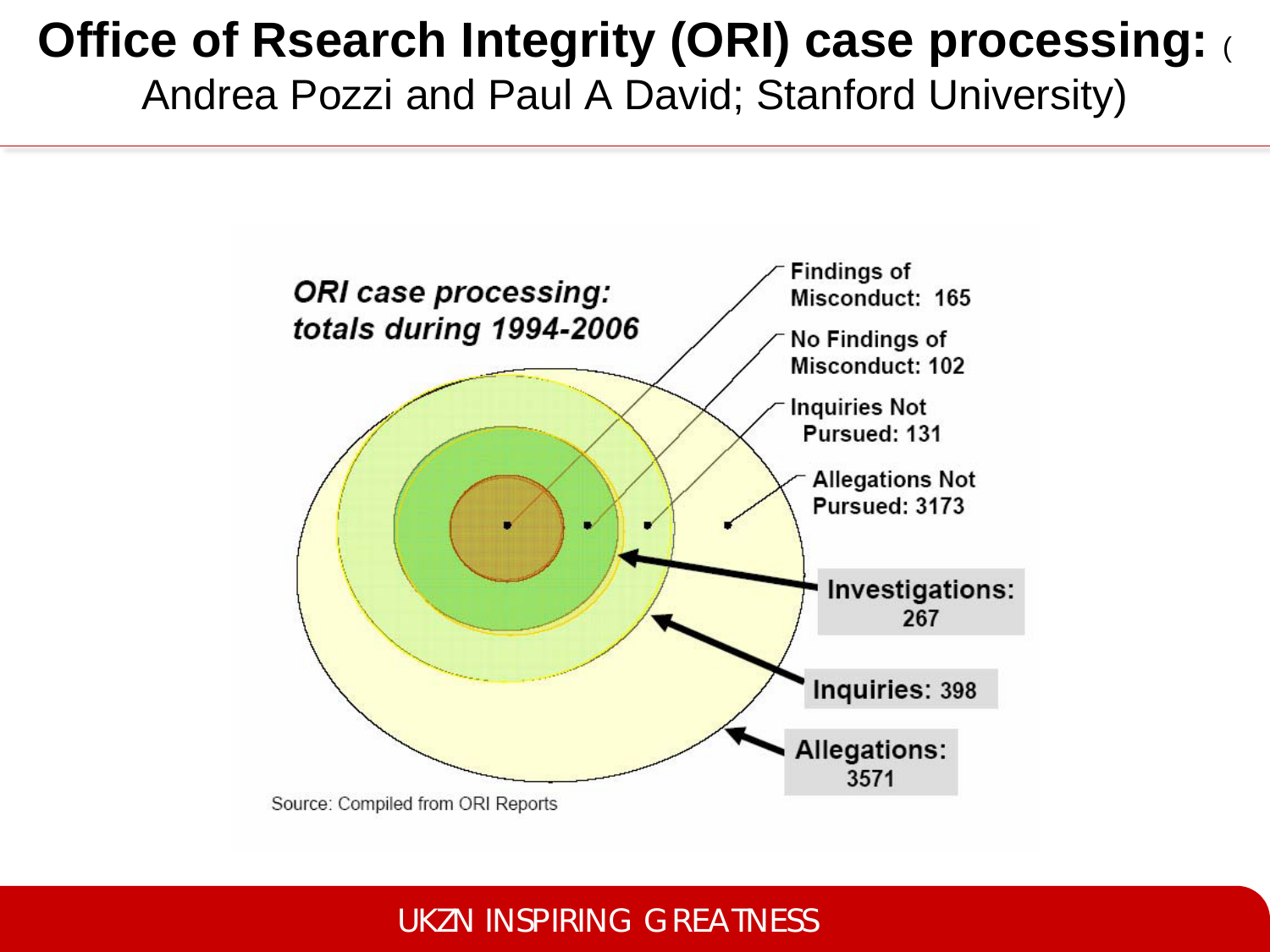# Office of Rsearch Integrity (ORI) case processing: (Andrea Pozzi and Paul A David; Stanford University)

*ORI case processing: totals during 1994-2006*

Findings of Misconduct: 165

No Findings of Misconduct: 102

Inquiries Not Pursued: 131

Allegations Not Pursued: 3173

Investigations: 267

Inquiries: 398

Allegations: 3571

Source: Compiled from ORI Reports